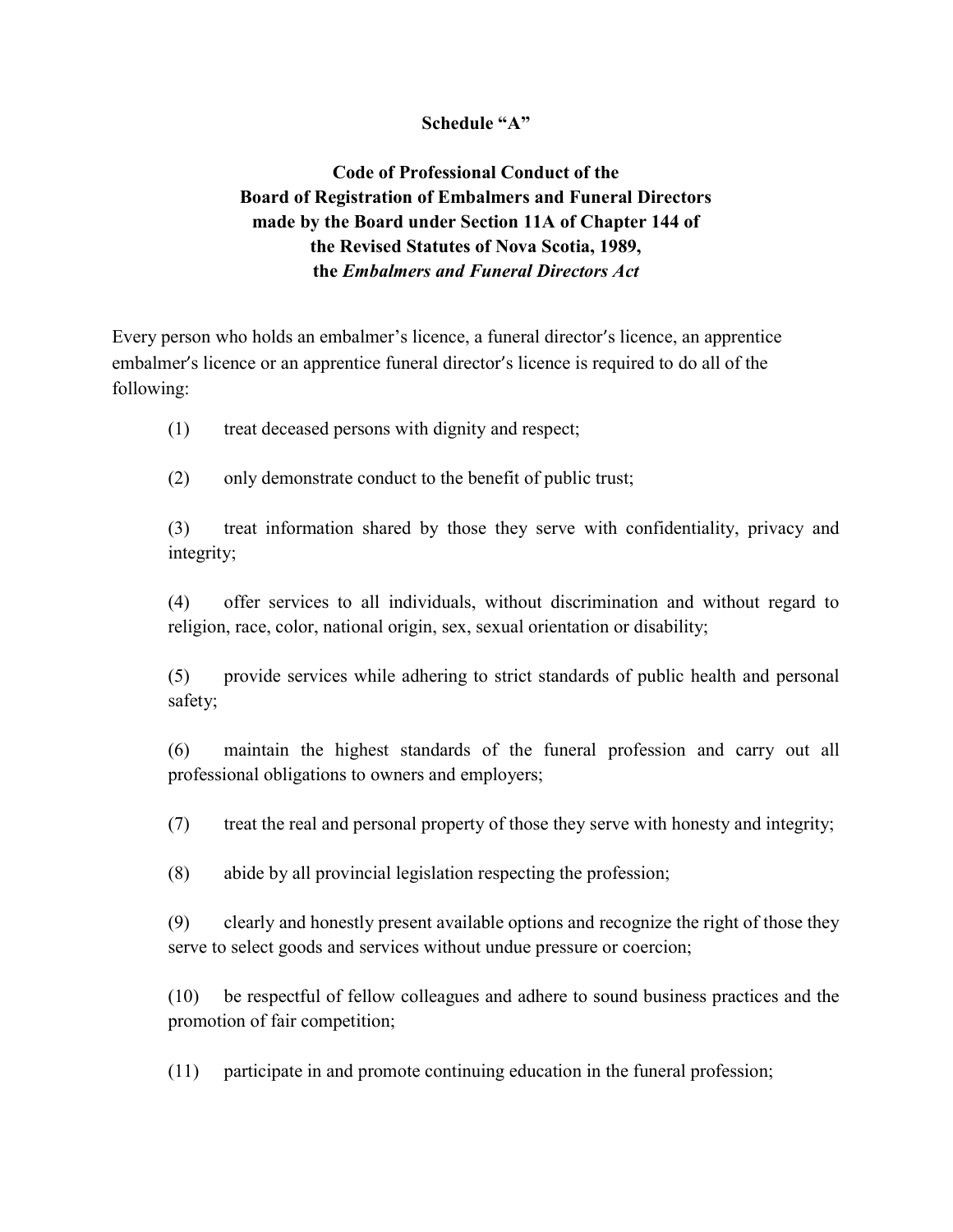**Schedule "A"**

**Code of Professional Conduct of the Board of Registration of Embalmers and Funeral Directors made by the Board under Section 11A of Chapter 144 of the Revised Statutes of Nova Scotia, 1989, the *Embalmers and Funeral Directors Act***

Every person who holds an embalmer's licence, a funeral director's licence, an apprentice embalmer's licence or an apprentice funeral director's licence is required to do all of the following:

(1) treat deceased persons with dignity and respect;

(2) only demonstrate conduct to the benefit of public trust;

(3) treat information shared by those they serve with confidentiality, privacy and integrity;

(4) offer services to all individuals, without discrimination and without regard to religion, race, color, national origin, sex, sexual orientation or disability;

(5) provide services while adhering to strict standards of public health and personal safety;

(6) maintain the highest standards of the funeral profession and carry out all professional obligations to owners and employers;

(7) treat the real and personal property of those they serve with honesty and integrity;

(8) abide by all provincial legislation respecting the profession;

(9) clearly and honestly present available options and recognize the right of those they serve to select goods and services without undue pressure or coercion;

(10) be respectful of fellow colleagues and adhere to sound business practices and the promotion of fair competition;

(11) participate in and promote continuing education in the funeral profession;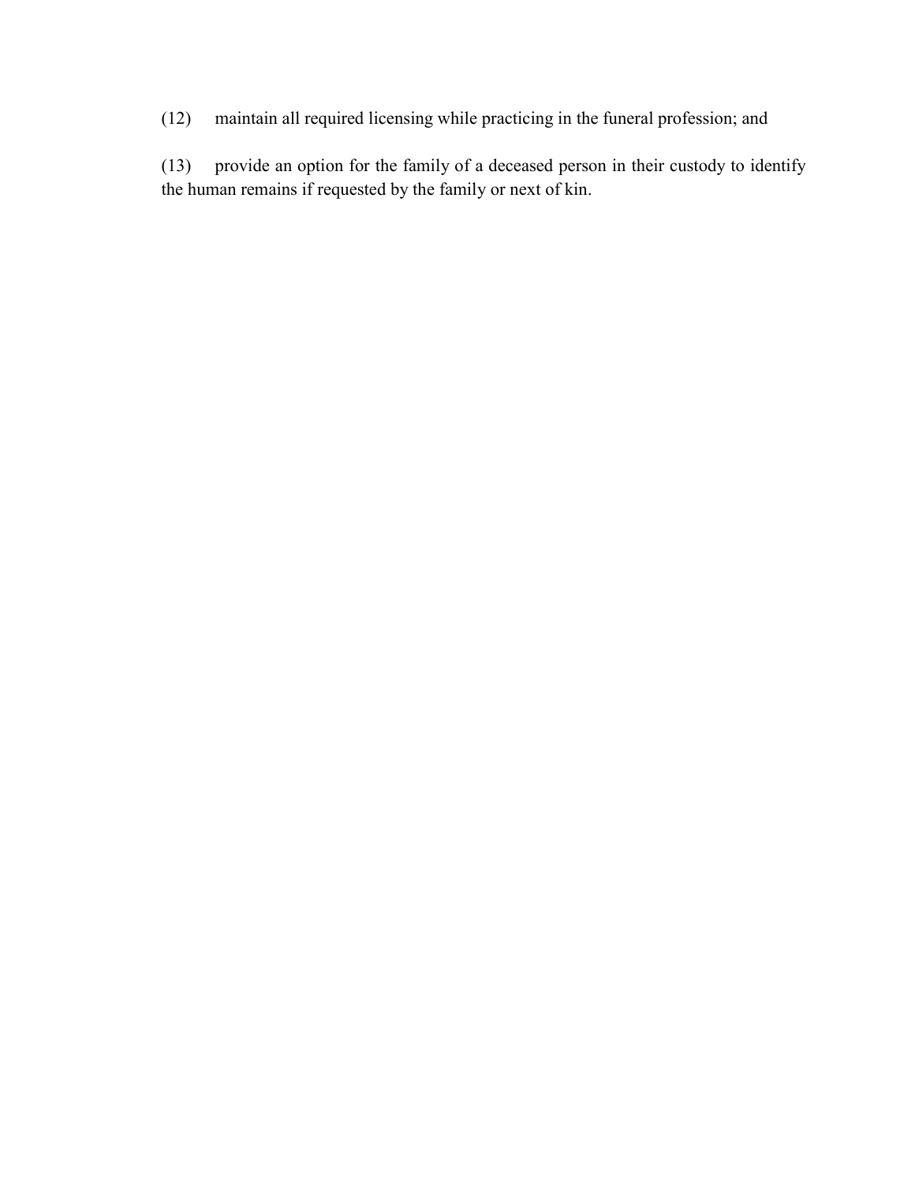(12) maintain all required licensing while practicing in the funeral profession; and

(13) provide an option for the family of a deceased person in their custody to identify the human remains if requested by the family or next of kin.